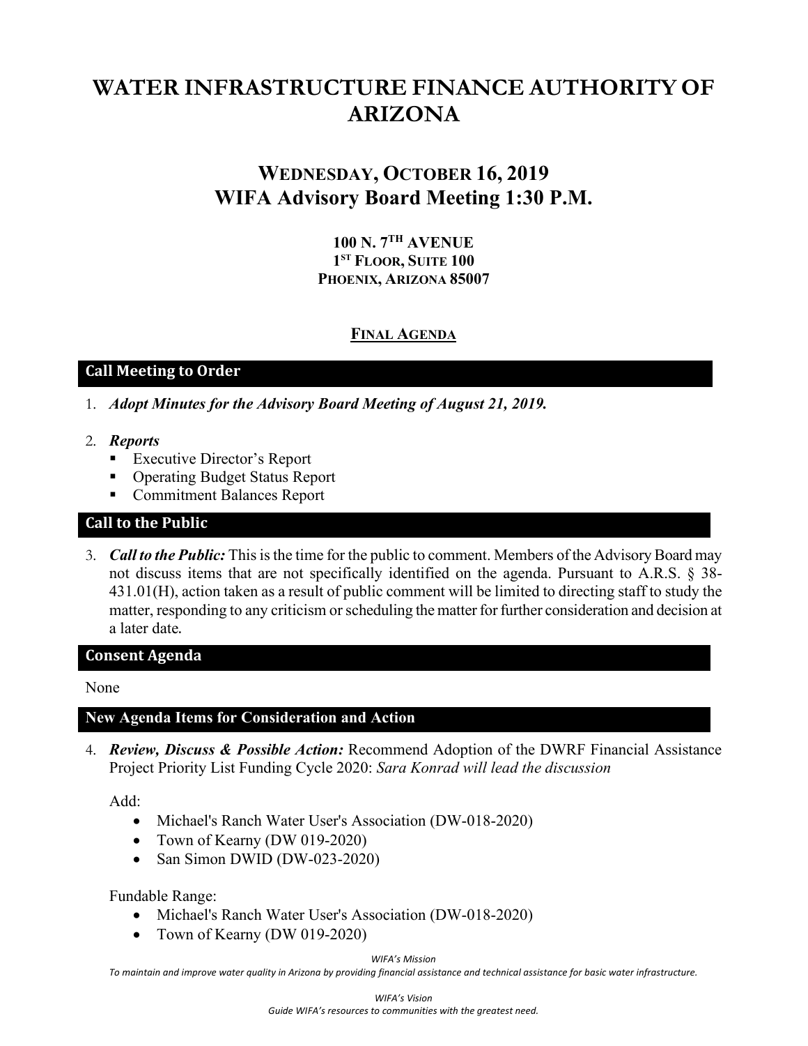# WATER INFRASTRUCTURE FINANCE AUTHORITY OF ARIZONA

## WEDNESDAY, OCTOBER 16, 2019
## WIFA Advisory Board Meeting 1:30 P.M.

**100 N. 7TH AVENUE**
**1ST FLOOR, SUITE 100**
**PHOENIX, ARIZONA 85007**

**FINAL AGENDA**

### Call Meeting to Order

1. ***Adopt Minutes for the Advisory Board Meeting of August 21, 2019.***

2. ***Reports***
   - Executive Director's Report
   - Operating Budget Status Report
   - Commitment Balances Report

### Call to the Public

3. ***Call to the Public:*** This is the time for the public to comment. Members of the Advisory Board may not discuss items that are not specifically identified on the agenda. Pursuant to A.R.S. § 38-431.01(H), action taken as a result of public comment will be limited to directing staff to study the matter, responding to any criticism or scheduling the matter for further consideration and decision at a later date.

### Consent Agenda

None

### New Agenda Items for Consideration and Action

4. ***Review, Discuss & Possible Action:*** Recommend Adoption of the DWRF Financial Assistance Project Priority List Funding Cycle 2020: *Sara Konrad will lead the discussion*

   Add:
   - Michael's Ranch Water User's Association (DW-018-2020)
   - Town of Kearny (DW 019-2020)
   - San Simon DWID (DW-023-2020)

   Fundable Range:
   - Michael's Ranch Water User's Association (DW-018-2020)
   - Town of Kearny (DW 019-2020)

*WIFA's Mission*
*To maintain and improve water quality in Arizona by providing financial assistance and technical assistance for basic water infrastructure.*

*WIFA's Vision*
*Guide WIFA's resources to communities with the greatest need.*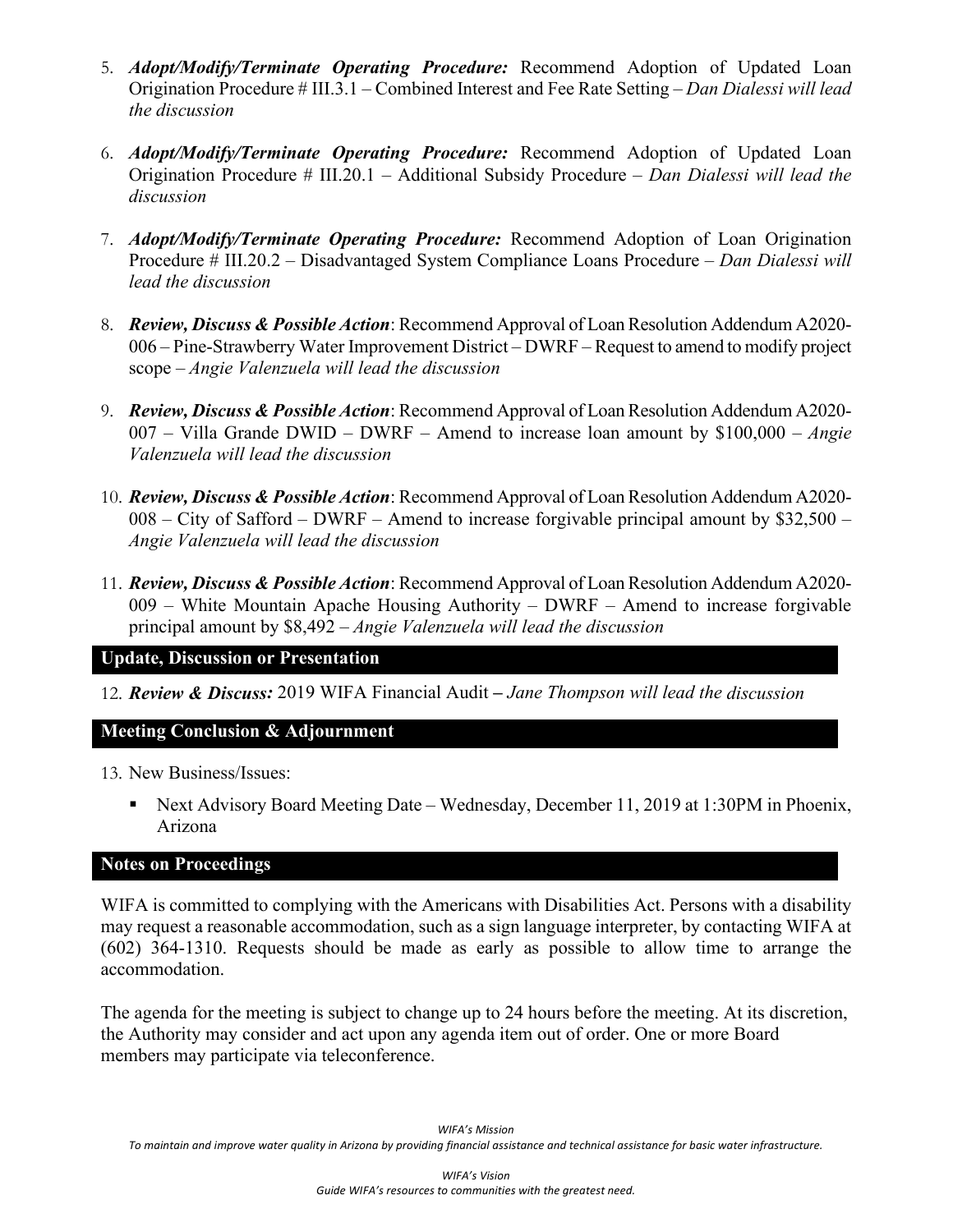5. ***Adopt/Modify/Terminate Operating Procedure:*** Recommend Adoption of Updated Loan Origination Procedure # III.3.1 – Combined Interest and Fee Rate Setting – *Dan Dialessi will lead the discussion*

6. ***Adopt/Modify/Terminate Operating Procedure:*** Recommend Adoption of Updated Loan Origination Procedure # III.20.1 – Additional Subsidy Procedure – *Dan Dialessi will lead the discussion*

7. ***Adopt/Modify/Terminate Operating Procedure:*** Recommend Adoption of Loan Origination Procedure # III.20.2 – Disadvantaged System Compliance Loans Procedure – *Dan Dialessi will lead the discussion*

8. ***Review, Discuss & Possible Action***: Recommend Approval of Loan Resolution Addendum A2020-006 – Pine-Strawberry Water Improvement District – DWRF – Request to amend to modify project scope – *Angie Valenzuela will lead the discussion*

9. ***Review, Discuss & Possible Action***: Recommend Approval of Loan Resolution Addendum A2020-007 – Villa Grande DWID – DWRF – Amend to increase loan amount by $100,000 – *Angie Valenzuela will lead the discussion*

10. ***Review, Discuss & Possible Action***: Recommend Approval of Loan Resolution Addendum A2020-008 – City of Safford – DWRF – Amend to increase forgivable principal amount by $32,500 – *Angie Valenzuela will lead the discussion*

11. ***Review, Discuss & Possible Action***: Recommend Approval of Loan Resolution Addendum A2020-009 – White Mountain Apache Housing Authority – DWRF – Amend to increase forgivable principal amount by $8,492 – *Angie Valenzuela will lead the discussion*

## Update, Discussion or Presentation

12. ***Review & Discuss:*** 2019 WIFA Financial Audit **–** *Jane Thompson will lead the discussion*

## Meeting Conclusion & Adjournment

13. New Business/Issues:

    - Next Advisory Board Meeting Date – Wednesday, December 11, 2019 at 1:30PM in Phoenix, Arizona

## Notes on Proceedings

WIFA is committed to complying with the Americans with Disabilities Act. Persons with a disability may request a reasonable accommodation, such as a sign language interpreter, by contacting WIFA at (602) 364-1310. Requests should be made as early as possible to allow time to arrange the accommodation.

The agenda for the meeting is subject to change up to 24 hours before the meeting. At its discretion, the Authority may consider and act upon any agenda item out of order. One or more Board members may participate via teleconference.

*WIFA's Mission*
*To maintain and improve water quality in Arizona by providing financial assistance and technical assistance for basic water infrastructure.*

*WIFA's Vision*
*Guide WIFA's resources to communities with the greatest need.*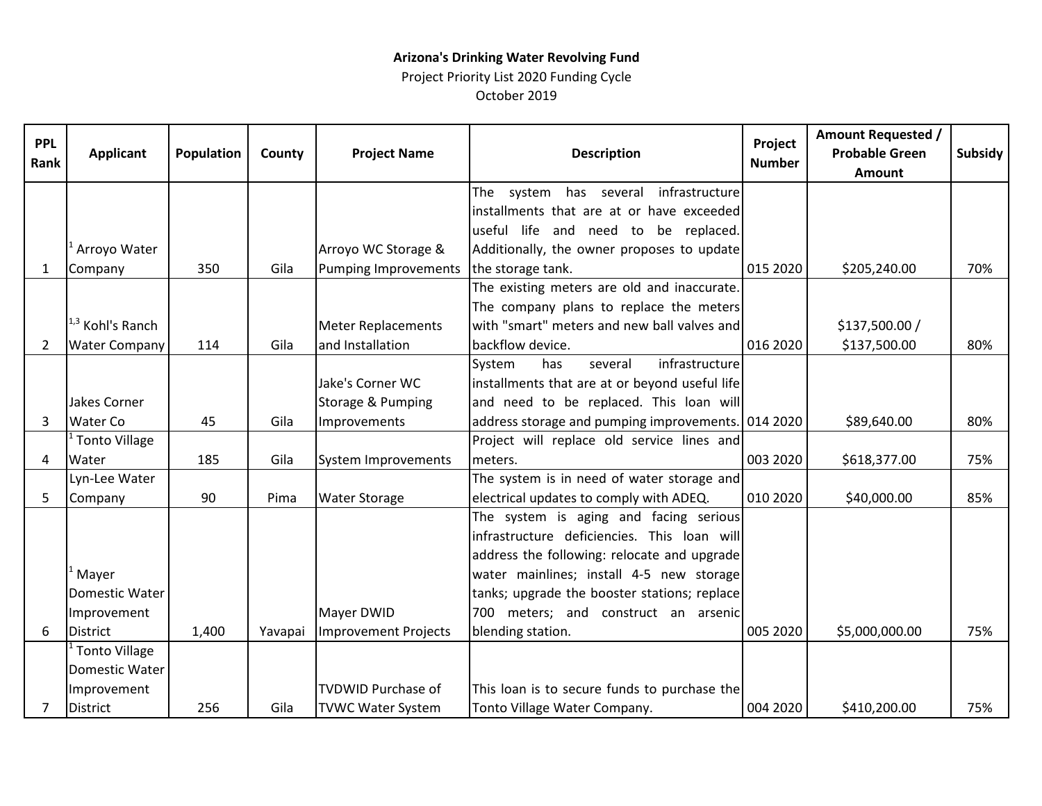**Arizona's Drinking Water Revolving Fund**

Project Priority List 2020 Funding Cycle

October 2019

| PPL Rank | Applicant | Population | County | Project Name | Description | Project Number | Amount Requested / Probable Green Amount | Subsidy |
|---|---|---|---|---|---|---|---|---|
| 1 | [1] Arroyo Water Company | 350 | Gila | Arroyo WC Storage & Pumping Improvements | The system has several infrastructure installments that are at or have exceeded useful life and need to be replaced. Additionally, the owner proposes to update the storage tank. | 015 2020 | $205,240.00 | 70% |
| 2 | [1,3] Kohl's Ranch Water Company | 114 | Gila | Meter Replacements and Installation | The existing meters are old and inaccurate. The company plans to replace the meters with "smart" meters and new ball valves and backflow device. | 016 2020 | $137,500.00 / $137,500.00 | 80% |
| 3 | Jakes Corner Water Co | 45 | Gila | Jake's Corner WC Storage & Pumping Improvements | System has several infrastructure installments that are at or beyond useful life and need to be replaced. This loan will address storage and pumping improvements. | 014 2020 | $89,640.00 | 80% |
| 4 | [1] Tonto Village Water | 185 | Gila | System Improvements | Project will replace old service lines and meters. | 003 2020 | $618,377.00 | 75% |
| 5 | Lyn-Lee Water Company | 90 | Pima | Water Storage | The system is in need of water storage and electrical updates to comply with ADEQ. | 010 2020 | $40,000.00 | 85% |
| 6 | [1] Mayer Domestic Water Improvement District | 1,400 | Yavapai | Mayer DWID Improvement Projects | The system is aging and facing serious infrastructure deficiencies. This loan will address the following: relocate and upgrade water mainlines; install 4-5 new storage tanks; upgrade the booster stations; replace 700 meters; and construct an arsenic blending station. | 005 2020 | $5,000,000.00 | 75% |
| 7 | [1] Tonto Village Domestic Water Improvement District | 256 | Gila | TVDWID Purchase of TVWC Water System | This loan is to secure funds to purchase the Tonto Village Water Company. | 004 2020 | $410,200.00 | 75% |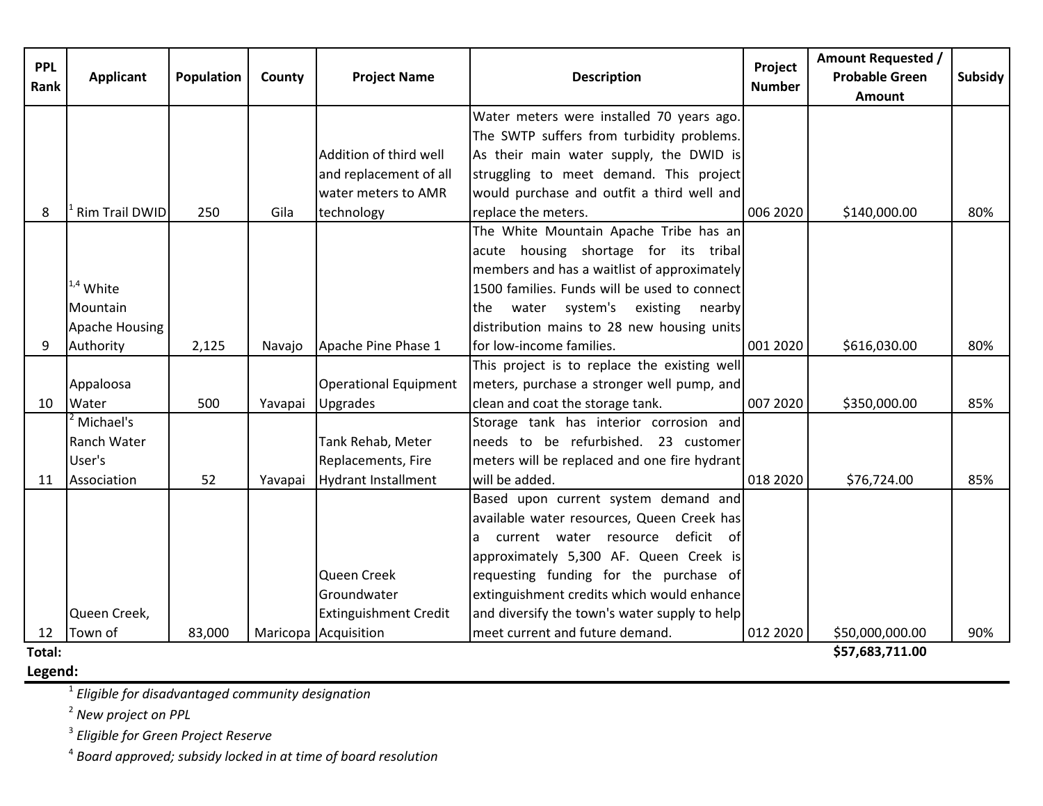| PPL Rank | Applicant | Population | County | Project Name | Description | Project Number | Amount Requested / Probable Green Amount | Subsidy |
|---|---|---|---|---|---|---|---|---|
| 8 | [1] Rim Trail DWID | 250 | Gila | Addition of third well and replacement of all water meters to AMR technology | Water meters were installed 70 years ago. The SWTP suffers from turbidity problems. As their main water supply, the DWID is struggling to meet demand. This project would purchase and outfit a third well and replace the meters. | 006 2020 | $140,000.00 | 80% |
| 9 | [1,4] White Mountain Apache Housing Authority | 2,125 | Navajo | Apache Pine Phase 1 | The White Mountain Apache Tribe has an acute housing shortage for its tribal members and has a waitlist of approximately 1500 families. Funds will be used to connect the water system's existing nearby distribution mains to 28 new housing units for low-income families. | 001 2020 | $616,030.00 | 80% |
| 10 | Appaloosa Water | 500 | Yavapai | Operational Equipment Upgrades | This project is to replace the existing well meters, purchase a stronger well pump, and clean and coat the storage tank. | 007 2020 | $350,000.00 | 85% |
| 11 | [2] Michael's Ranch Water User's Association | 52 | Yavapai | Tank Rehab, Meter Replacements, Fire Hydrant Installment | Storage tank has interior corrosion and needs to be refurbished. 23 customer meters will be replaced and one fire hydrant will be added. | 018 2020 | $76,724.00 | 85% |
| 12 | Queen Creek, Town of | 83,000 | Maricopa | Queen Creek Groundwater Extinguishment Credit Acquisition | Based upon current system demand and available water resources, Queen Creek has a current water resource deficit of approximately 5,300 AF. Queen Creek is requesting funding for the purchase of extinguishment credits which would enhance and diversify the town's water supply to help meet current and future demand. | 012 2020 | $50,000,000.00 | 90% |
| **Total:** | | | | | | | **$57,683,711.00** | |

**Legend:**

[1] *Eligible for disadvantaged community designation*

[2] *New project on PPL*

[3] *Eligible for Green Project Reserve*

[4] *Board approved; subsidy locked in at time of board resolution*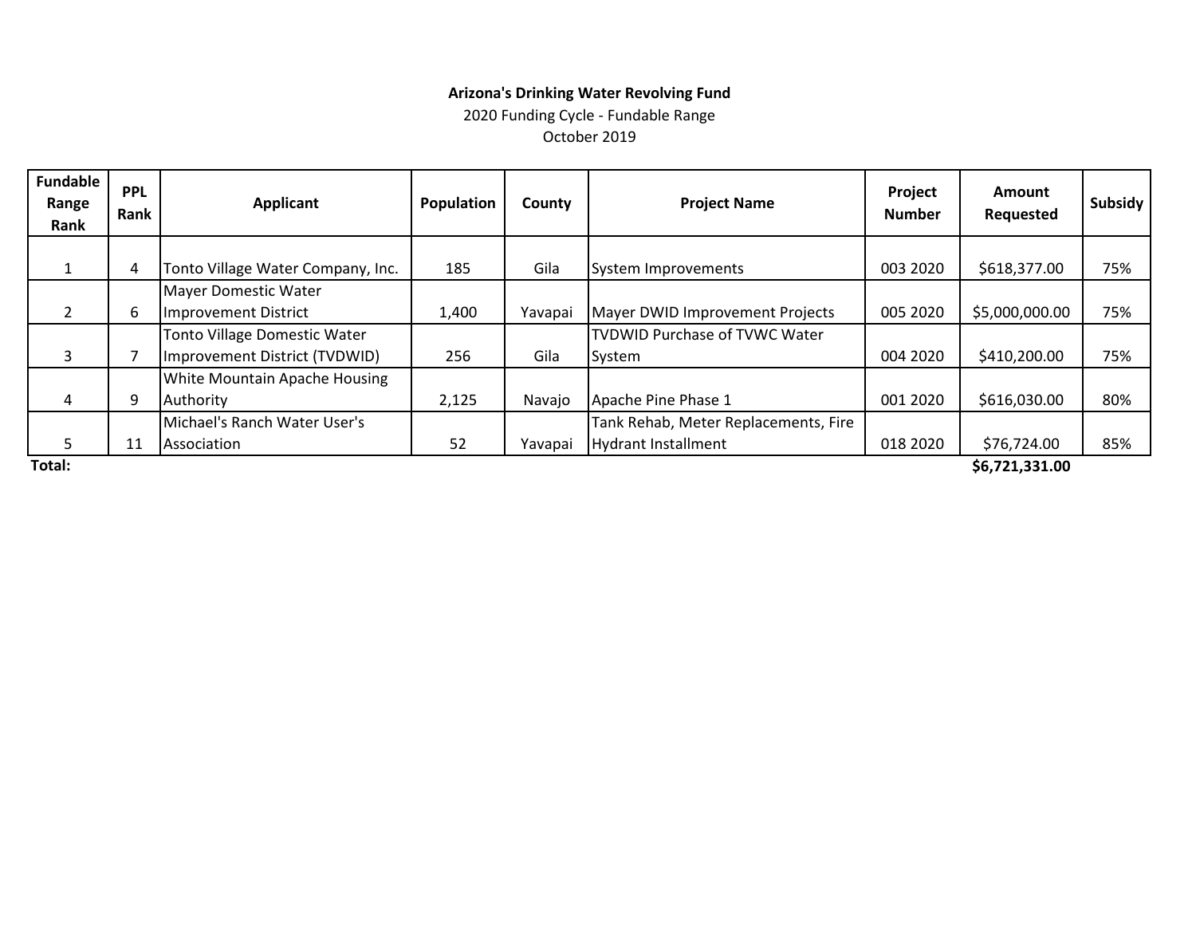**Arizona's Drinking Water Revolving Fund**

2020 Funding Cycle - Fundable Range

October 2019

| Fundable Range Rank | PPL Rank | Applicant | Population | County | Project Name | Project Number | Amount Requested | Subsidy |
|---|---|---|---|---|---|---|---|---|
| 1 | 4 | Tonto Village Water Company, Inc. | 185 | Gila | System Improvements | 003 2020 | $618,377.00 | 75% |
| 2 | 6 | Mayer Domestic Water Improvement District | 1,400 | Yavapai | Mayer DWID Improvement Projects | 005 2020 | $5,000,000.00 | 75% |
| 3 | 7 | Tonto Village Domestic Water Improvement District (TVDWID) | 256 | Gila | TVDWID Purchase of TVWC Water System | 004 2020 | $410,200.00 | 75% |
| 4 | 9 | White Mountain Apache Housing Authority | 2,125 | Navajo | Apache Pine Phase 1 | 001 2020 | $616,030.00 | 80% |
| 5 | 11 | Michael's Ranch Water User's Association | 52 | Yavapai | Tank Rehab, Meter Replacements, Fire Hydrant Installment | 018 2020 | $76,724.00 | 85% |
| **Total:** | | | | | | | **$6,721,331.00** | |